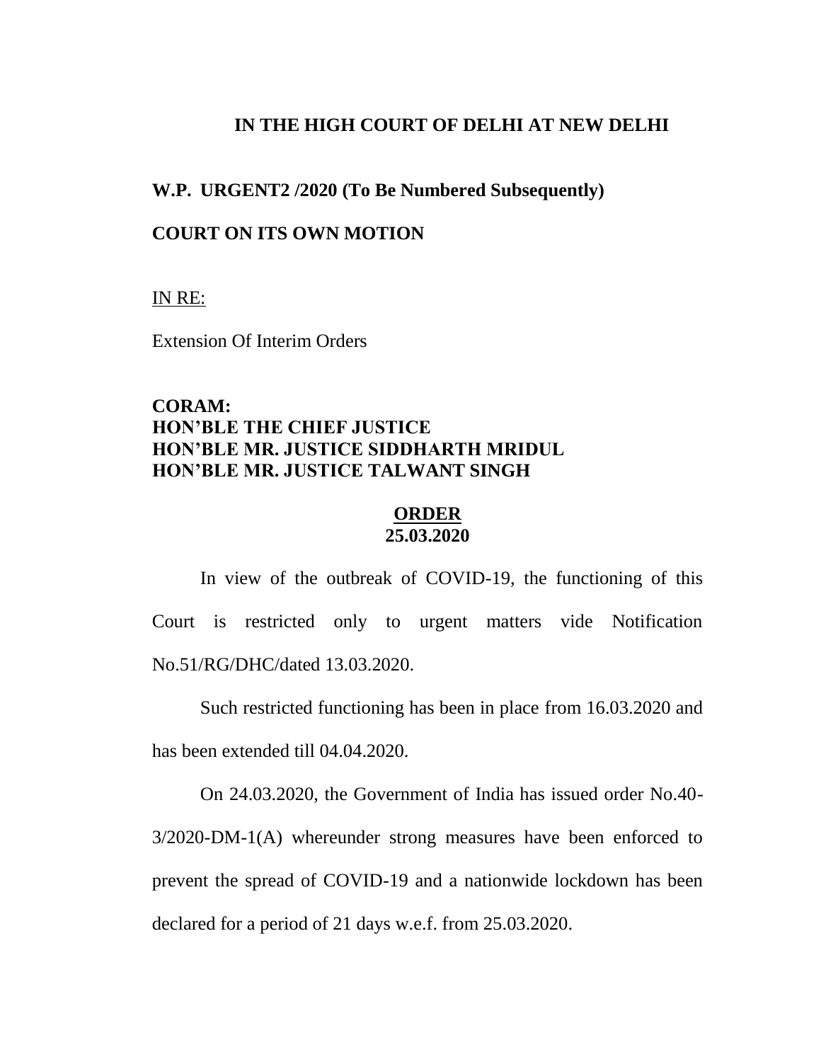# IN THE HIGH COURT OF DELHI AT NEW DELHI

**W.P. URGENT2 /2020 (To Be Numbered Subsequently)**

**COURT ON ITS OWN MOTION**

IN RE:

Extension Of Interim Orders

**CORAM:**
**HON'BLE THE CHIEF JUSTICE**
**HON'BLE MR. JUSTICE SIDDHARTH MRIDUL**
**HON'BLE MR. JUSTICE TALWANT SINGH**

## ORDER
**25.03.2020**

In view of the outbreak of COVID-19, the functioning of this Court is restricted only to urgent matters vide Notification No.51/RG/DHC/dated 13.03.2020.

Such restricted functioning has been in place from 16.03.2020 and has been extended till 04.04.2020.

On 24.03.2020, the Government of India has issued order No.40-3/2020-DM-1(A) whereunder strong measures have been enforced to prevent the spread of COVID-19 and a nationwide lockdown has been declared for a period of 21 days w.e.f. from 25.03.2020.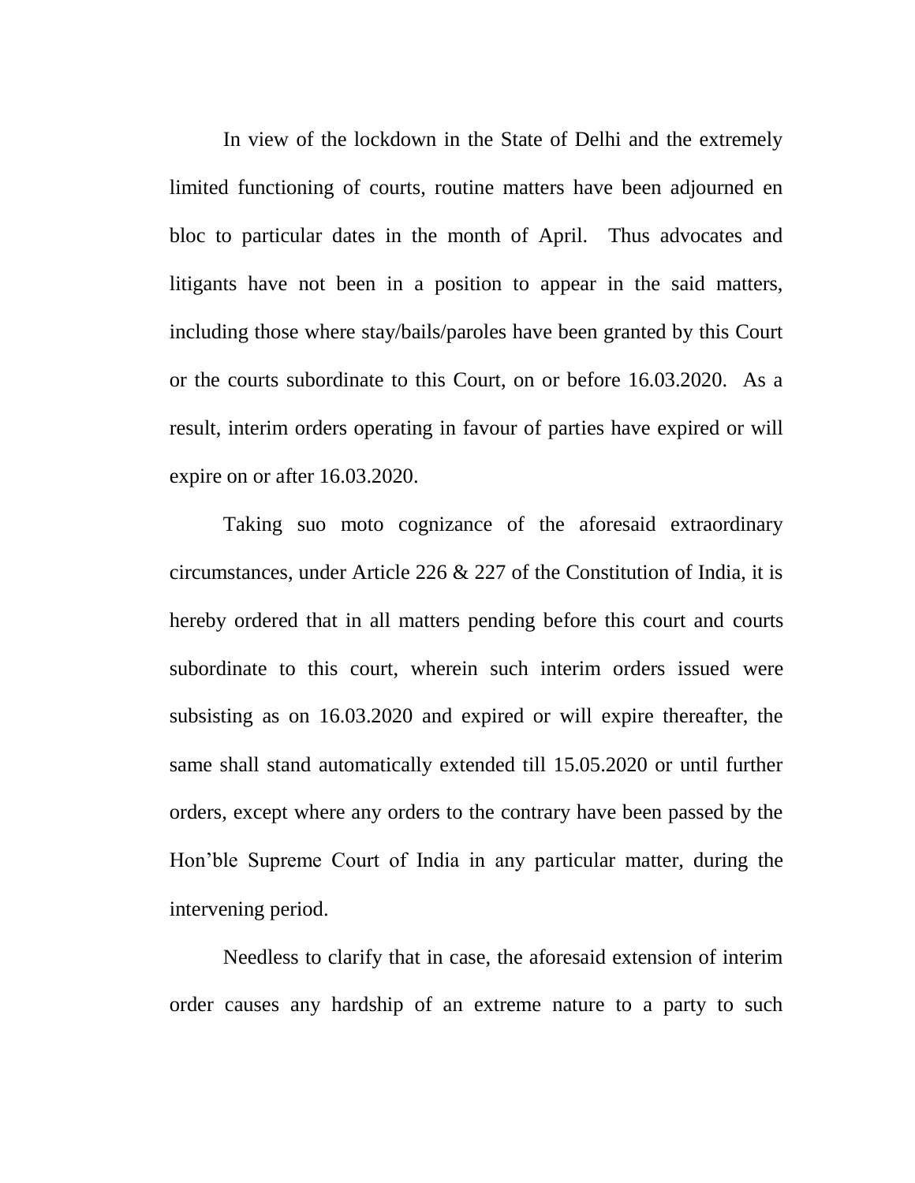In view of the lockdown in the State of Delhi and the extremely limited functioning of courts, routine matters have been adjourned en bloc to particular dates in the month of April. Thus advocates and litigants have not been in a position to appear in the said matters, including those where stay/bails/paroles have been granted by this Court or the courts subordinate to this Court, on or before 16.03.2020. As a result, interim orders operating in favour of parties have expired or will expire on or after 16.03.2020.

Taking suo moto cognizance of the aforesaid extraordinary circumstances, under Article 226 & 227 of the Constitution of India, it is hereby ordered that in all matters pending before this court and courts subordinate to this court, wherein such interim orders issued were subsisting as on 16.03.2020 and expired or will expire thereafter, the same shall stand automatically extended till 15.05.2020 or until further orders, except where any orders to the contrary have been passed by the Hon'ble Supreme Court of India in any particular matter, during the intervening period.

Needless to clarify that in case, the aforesaid extension of interim order causes any hardship of an extreme nature to a party to such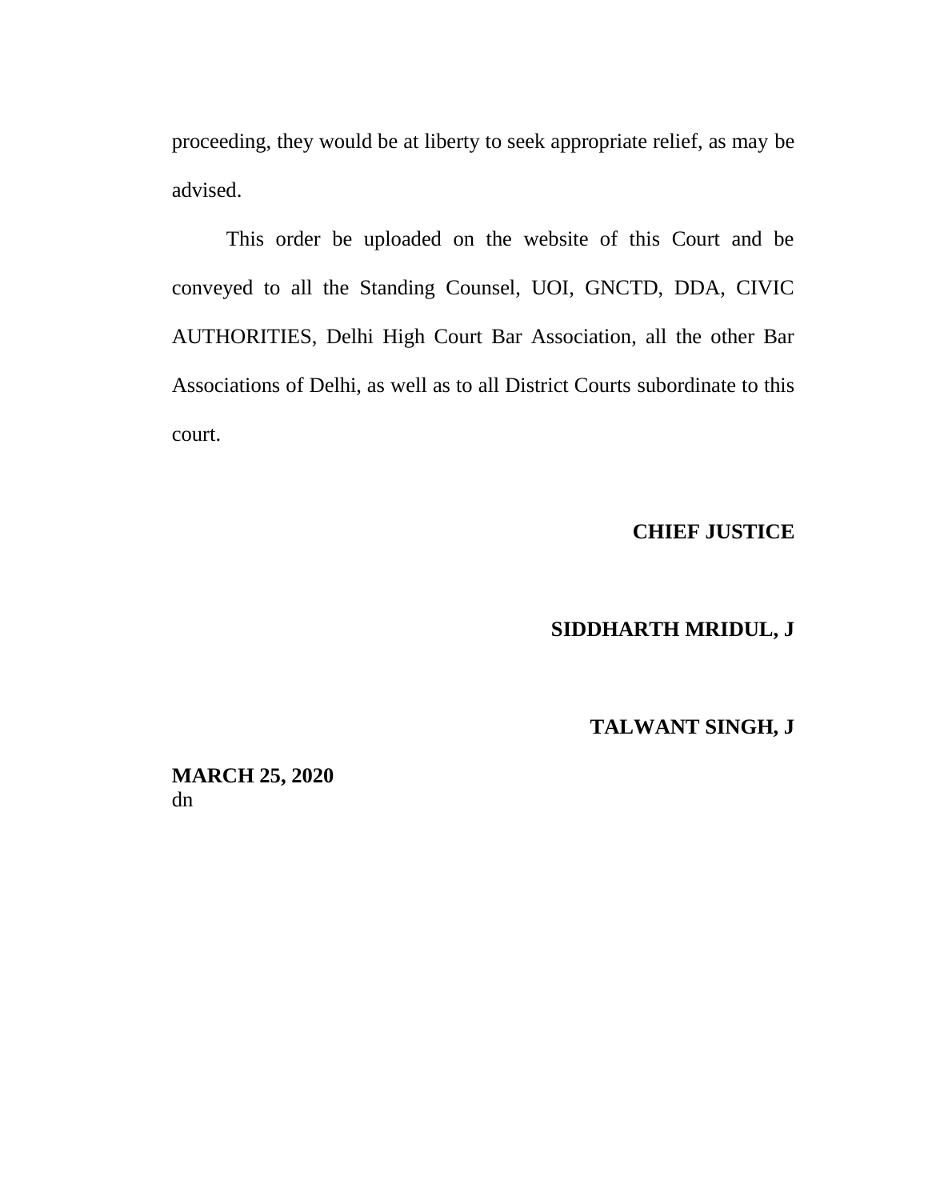proceeding, they would be at liberty to seek appropriate relief, as may be advised.

This order be uploaded on the website of this Court and be conveyed to all the Standing Counsel, UOI, GNCTD, DDA, CIVIC AUTHORITIES, Delhi High Court Bar Association, all the other Bar Associations of Delhi, as well as to all District Courts subordinate to this court.

**CHIEF JUSTICE**

**SIDDHARTH MRIDUL, J**

**TALWANT SINGH, J**

**MARCH 25, 2020**
dn